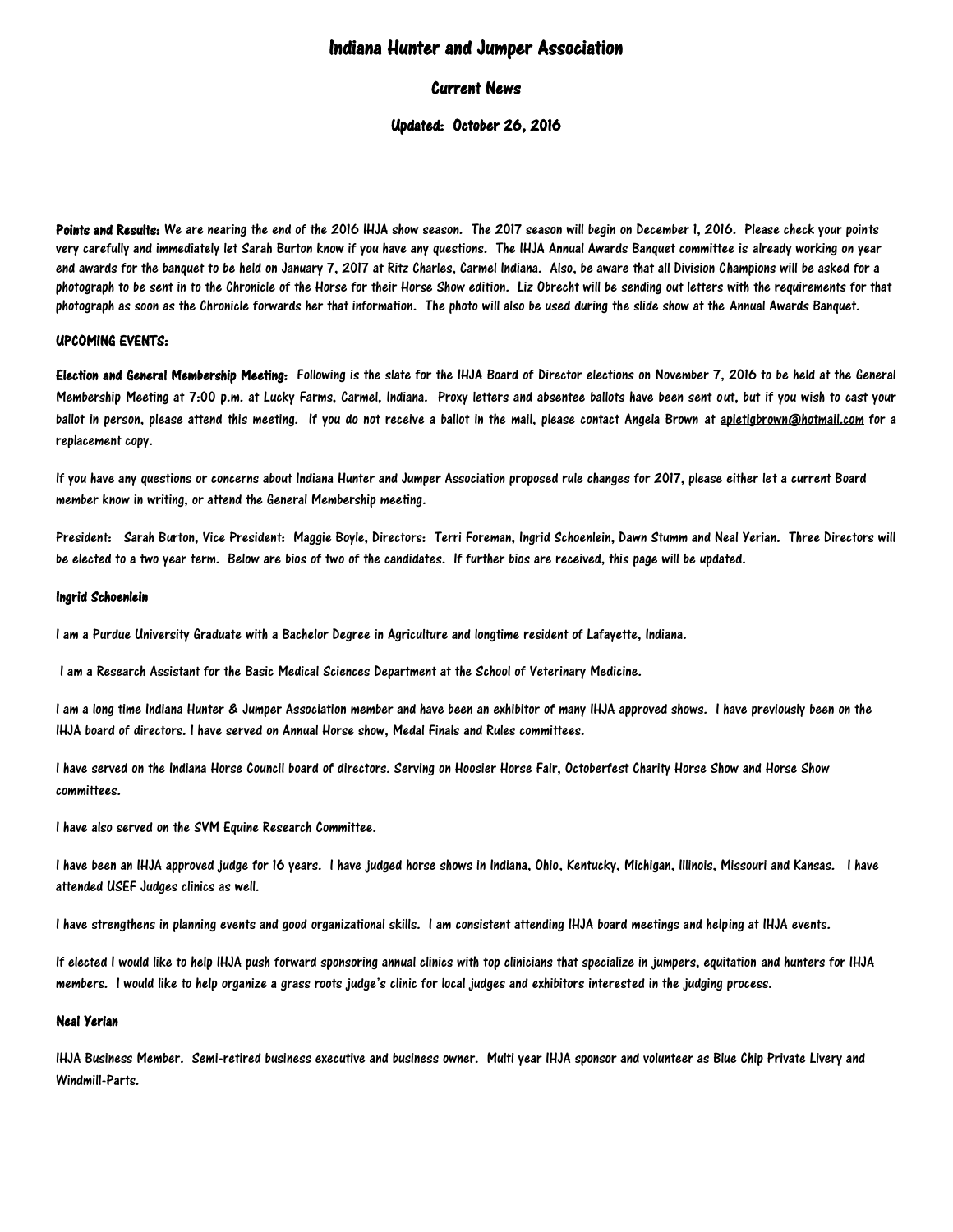# Indiana Hunter and Jumper Association

## Current News

### Updated: October 26, 2016

**Points and Results:** We are nearing the end of the 2016 IHJA show season. The 2017 season will begin on December 1, 2016. Please check your points very carefully and immediately let Sarah Burton know if you have any questions. The IHJA Annual Awards Banquet committee is already working on year end awards for the banquet to be held on January 7, 2017 at Ritz Charles, Carmel Indiana. Also, be aware that all Division Champions will be asked for a photograph to be sent in to the Chronicle of the Horse for their Horse Show edition. Liz Obrecht will be sending out letters with the requirements for that photograph as soon as the Chronicle forwards her that information. The photo will also be used during the slide show at the Annual Awards Banquet.

**UPCOMING EVENTS:**

**Election and General Membership Meeting:** Following is the slate for the IHJA Board of Director elections on November 7, 2016 to be held at the General Membership Meeting at 7:00 p.m. at Lucky Farms, Carmel, Indiana. Proxy letters and absentee ballots have been sent out, but if you wish to cast your ballot in person, please attend this meeting. If you do not receive a ballot in the mail, please contact Angela Brown at apietigbrown@hotmail.com for a replacement copy.

If you have any questions or concerns about Indiana Hunter and Jumper Association proposed rule changes for 2017, please either let a current Board member know in writing, or attend the General Membership meeting.

President: Sarah Burton, Vice President: Maggie Boyle, Directors: Terri Foreman, Ingrid Schoenlein, Dawn Stumm and Neal Yerian. Three Directors will be elected to a two year term. Below are bios of two of the candidates. If further bios are received, this page will be updated.

**Ingrid Schoenlein**

I am a Purdue University Graduate with a Bachelor Degree in Agriculture and longtime resident of Lafayette, Indiana.

I am a Research Assistant for the Basic Medical Sciences Department at the School of Veterinary Medicine.

I am a long time Indiana Hunter & Jumper Association member and have been an exhibitor of many IHJA approved shows. I have previously been on the IHJA board of directors. I have served on Annual Horse show, Medal Finals and Rules committees.

I have served on the Indiana Horse Council board of directors. Serving on Hoosier Horse Fair, Octoberfest Charity Horse Show and Horse Show committees.

I have also served on the SVM Equine Research Committee.

I have been an IHJA approved judge for 16 years. I have judged horse shows in Indiana, Ohio, Kentucky, Michigan, Illinois, Missouri and Kansas. I have attended USEF Judges clinics as well.

I have strengthens in planning events and good organizational skills. I am consistent attending IHJA board meetings and helping at IHJA events.

If elected I would like to help IHJA push forward sponsoring annual clinics with top clinicians that specialize in jumpers, equitation and hunters for IHJA members. I would like to help organize a grass roots judge's clinic for local judges and exhibitors interested in the judging process.

**Neal Yerian**

IHJA Business Member. Semi-retired business executive and business owner. Multi year IHJA sponsor and volunteer as Blue Chip Private Livery and Windmill-Parts.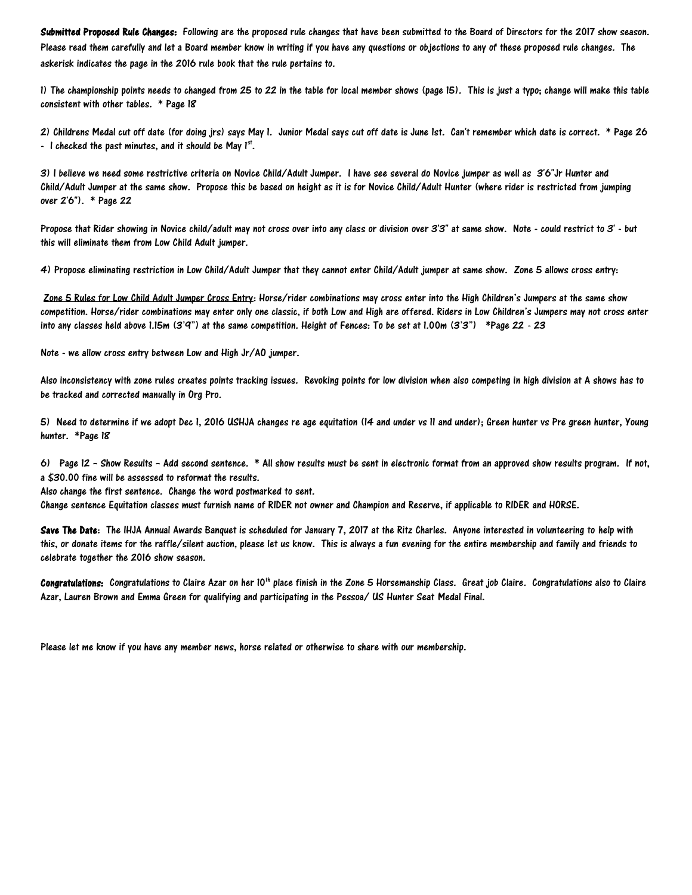**Submitted Proposed Rule Changes:** Following are the proposed rule changes that have been submitted to the Board of Directors for the 2017 show season. Please read them carefully and let a Board member know in writing if you have any questions or objections to any of these proposed rule changes. The askerisk indicates the page in the 2016 rule book that the rule pertains to.

1) The championship points needs to changed from 25 to 22 in the table for local member shows (page 15). This is just a typo; change will make this table consistent with other tables. * Page 18

2) Childrens Medal cut off date (for doing jrs) says May 1. Junior Medal says cut off date is June 1st. Can't remember which date is correct. * Page 26 - I checked the past minutes, and it should be May 1st.

3) I believe we need some restrictive criteria on Novice Child/Adult Jumper. I have see several do Novice jumper as well as 3'6"Jr Hunter and Child/Adult Jumper at the same show. Propose this be based on height as it is for Novice Child/Adult Hunter (where rider is restricted from jumping over 2'6"). * Page 22

Propose that Rider showing in Novice child/adult may not cross over into any class or division over 3'3" at same show. Note - could restrict to 3' - but this will eliminate them from Low Child Adult jumper.

4) Propose eliminating restriction in Low Child/Adult Jumper that they cannot enter Child/Adult jumper at same show. Zone 5 allows cross entry:

Zone 5 Rules for Low Child Adult Jumper Cross Entry: Horse/rider combinations may cross enter into the High Children's Jumpers at the same show competition. Horse/rider combinations may enter only one classic, if both Low and High are offered. Riders in Low Children's Jumpers may not cross enter into any classes held above 1.15m (3'9") at the same competition. Height of Fences: To be set at 1.00m (3'3") *Page 22 - 23

Note - we allow cross entry between Low and High Jr/AO jumper.

Also inconsistency with zone rules creates points tracking issues. Revoking points for low division when also competing in high division at A shows has to be tracked and corrected manually in Org Pro.

5) Need to determine if we adopt Dec 1, 2016 USHJA changes re age equitation (14 and under vs 11 and under); Green hunter vs Pre green hunter, Young hunter. *Page 18

6) Page 12 - Show Results - Add second sentence. * All show results must be sent in electronic format from an approved show results program. If not, a $30.00 fine will be assessed to reformat the results.
Also change the first sentence. Change the word postmarked to sent.
Change sentence Equitation classes must furnish name of RIDER not owner and Champion and Reserve, if applicable to RIDER and HORSE.

**Save The Date:** The IHJA Annual Awards Banquet is scheduled for January 7, 2017 at the Ritz Charles. Anyone interested in volunteering to help with this, or donate items for the raffle/silent auction, please let us know. This is always a fun evening for the entire membership and family and friends to celebrate together the 2016 show season.

**Congratulations:** Congratulations to Claire Azar on her 10th place finish in the Zone 5 Horsemanship Class. Great job Claire. Congratulations also to Claire Azar, Lauren Brown and Emma Green for qualifying and participating in the Pessoa/ US Hunter Seat Medal Final.

Please let me know if you have any member news, horse related or otherwise to share with our membership.